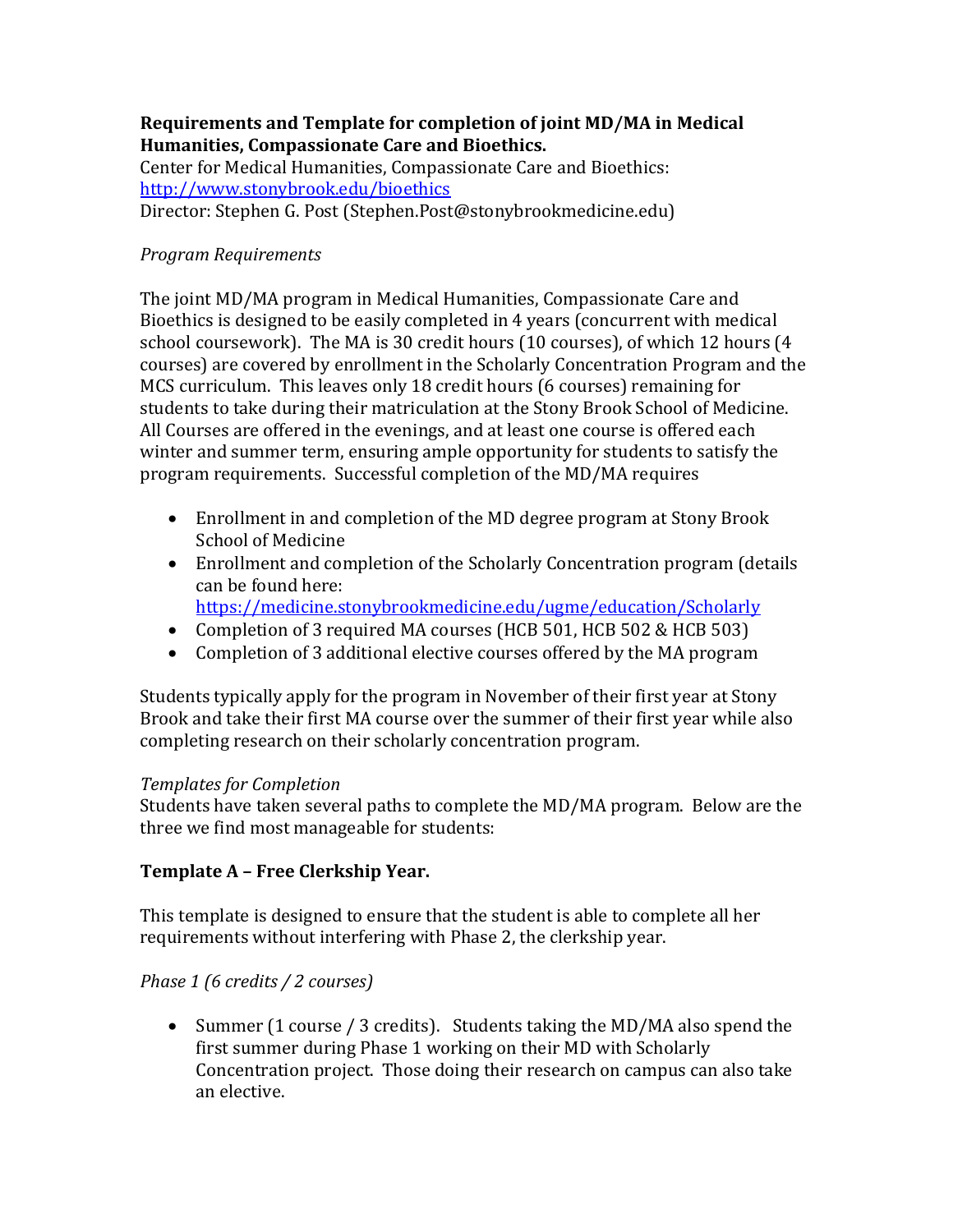**Requirements and Template for completion of joint MD/MA in Medical Humanities, Compassionate Care and Bioethics.**

Center for Medical Humanities, Compassionate Care and Bioethics: http://www.stonybrook.edu/bioethics

Director: Stephen G. Post (Stephen.Post@stonybrookmedicine.edu)

*Program Requirements*

The joint MD/MA program in Medical Humanities, Compassionate Care and Bioethics is designed to be easily completed in 4 years (concurrent with medical school coursework). The MA is 30 credit hours (10 courses), of which 12 hours (4 courses) are covered by enrollment in the Scholarly Concentration Program and the MCS curriculum. This leaves only 18 credit hours (6 courses) remaining for students to take during their matriculation at the Stony Brook School of Medicine. All Courses are offered in the evenings, and at least one course is offered each winter and summer term, ensuring ample opportunity for students to satisfy the program requirements. Successful completion of the MD/MA requires

- Enrollment in and completion of the MD degree program at Stony Brook School of Medicine
- Enrollment and completion of the Scholarly Concentration program (details can be found here: https://medicine.stonybrookmedicine.edu/ugme/education/Scholarly
- Completion of 3 required MA courses (HCB 501, HCB 502 & HCB 503)
- Completion of 3 additional elective courses offered by the MA program

Students typically apply for the program in November of their first year at Stony Brook and take their first MA course over the summer of their first year while also completing research on their scholarly concentration program.

*Templates for Completion*

Students have taken several paths to complete the MD/MA program. Below are the three we find most manageable for students:

**Template A – Free Clerkship Year.**

This template is designed to ensure that the student is able to complete all her requirements without interfering with Phase 2, the clerkship year.

*Phase 1 (6 credits / 2 courses)*

- Summer (1 course / 3 credits). Students taking the MD/MA also spend the first summer during Phase 1 working on their MD with Scholarly Concentration project. Those doing their research on campus can also take an elective.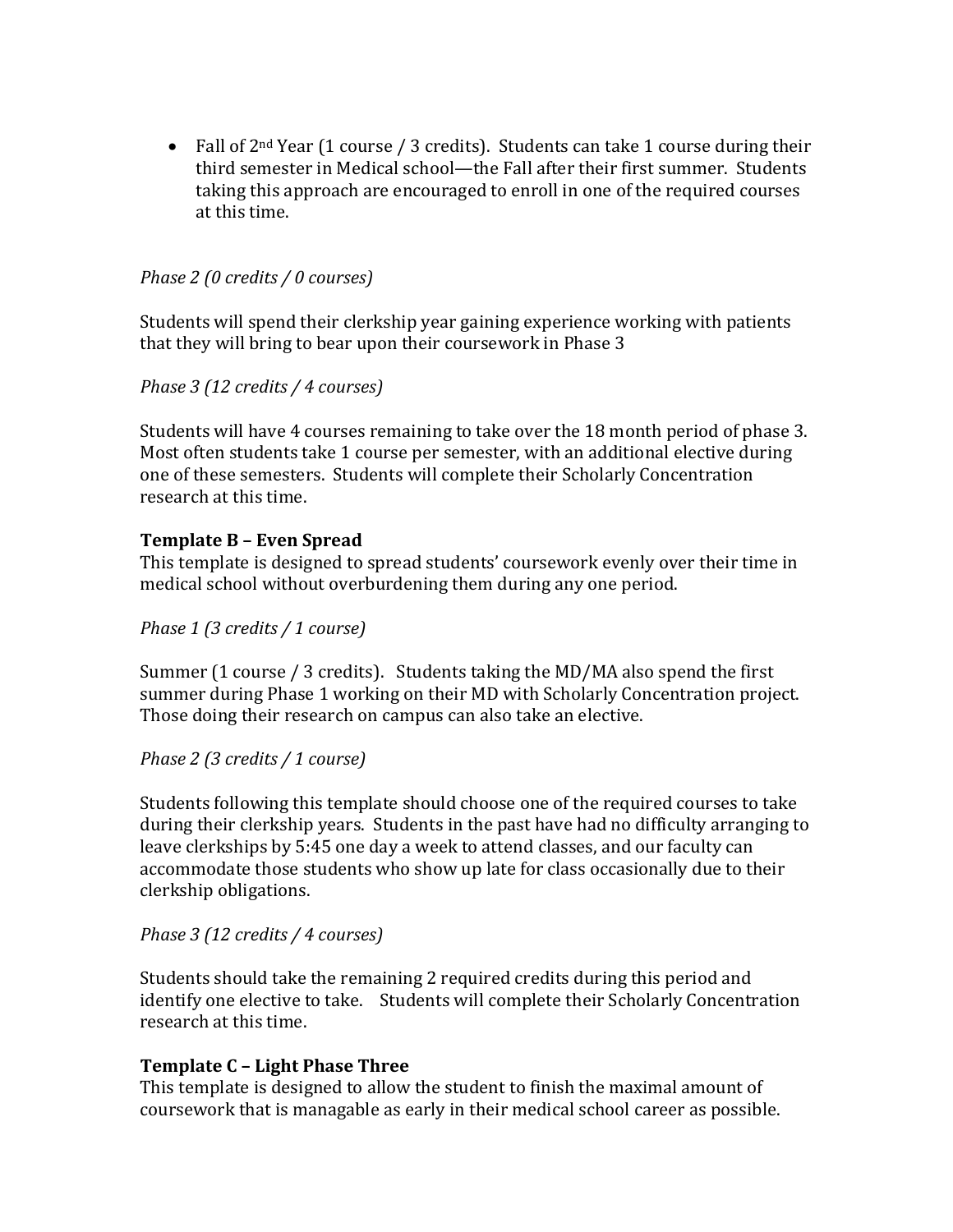- Fall of 2nd Year (1 course / 3 credits). Students can take 1 course during their third semester in Medical school—the Fall after their first summer. Students taking this approach are encouraged to enroll in one of the required courses at this time.

*Phase 2 (0 credits / 0 courses)*

Students will spend their clerkship year gaining experience working with patients that they will bring to bear upon their coursework in Phase 3

*Phase 3 (12 credits / 4 courses)*

Students will have 4 courses remaining to take over the 18 month period of phase 3. Most often students take 1 course per semester, with an additional elective during one of these semesters. Students will complete their Scholarly Concentration research at this time.

**Template B – Even Spread**

This template is designed to spread students' coursework evenly over their time in medical school without overburdening them during any one period.

*Phase 1 (3 credits / 1 course)*

Summer (1 course / 3 credits). Students taking the MD/MA also spend the first summer during Phase 1 working on their MD with Scholarly Concentration project. Those doing their research on campus can also take an elective.

*Phase 2 (3 credits / 1 course)*

Students following this template should choose one of the required courses to take during their clerkship years. Students in the past have had no difficulty arranging to leave clerkships by 5:45 one day a week to attend classes, and our faculty can accommodate those students who show up late for class occasionally due to their clerkship obligations.

*Phase 3 (12 credits / 4 courses)*

Students should take the remaining 2 required credits during this period and identify one elective to take. Students will complete their Scholarly Concentration research at this time.

**Template C – Light Phase Three**

This template is designed to allow the student to finish the maximal amount of coursework that is managable as early in their medical school career as possible.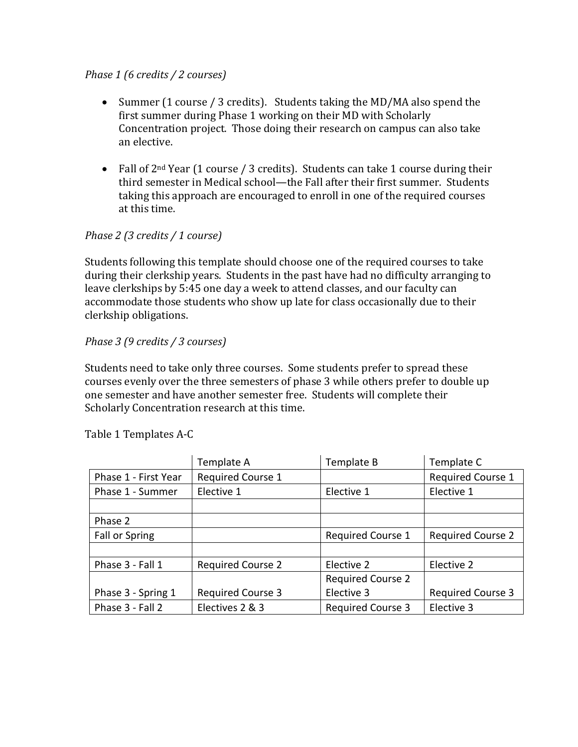*Phase 1 (6 credits / 2 courses)*

- Summer (1 course / 3 credits). Students taking the MD/MA also spend the first summer during Phase 1 working on their MD with Scholarly Concentration project. Those doing their research on campus can also take an elective.

- Fall of 2nd Year (1 course / 3 credits). Students can take 1 course during their third semester in Medical school—the Fall after their first summer. Students taking this approach are encouraged to enroll in one of the required courses at this time.

*Phase 2 (3 credits / 1 course)*

Students following this template should choose one of the required courses to take during their clerkship years. Students in the past have had no difficulty arranging to leave clerkships by 5:45 one day a week to attend classes, and our faculty can accommodate those students who show up late for class occasionally due to their clerkship obligations.

*Phase 3 (9 credits / 3 courses)*

Students need to take only three courses. Some students prefer to spread these courses evenly over the three semesters of phase 3 while others prefer to double up one semester and have another semester free. Students will complete their Scholarly Concentration research at this time.

Table 1 Templates A-C

| | Template A | Template B | Template C |
|---|---|---|---|
| Phase 1 - First Year | Required Course 1 | | Required Course 1 |
| Phase 1 - Summer | Elective 1 | Elective 1 | Elective 1 |
| | | | |
| Phase 2 | | | |
| Fall or Spring | | Required Course 1 | Required Course 2 |
| | | | |
| Phase 3 - Fall 1 | Required Course 2 | Elective 2 | Elective 2 |
| Phase 3 - Spring 1 | Required Course 3 | Required Course 2<br>Elective 3 | Required Course 3 |
| Phase 3 - Fall 2 | Electives 2 & 3 | Required Course 3 | Elective 3 |